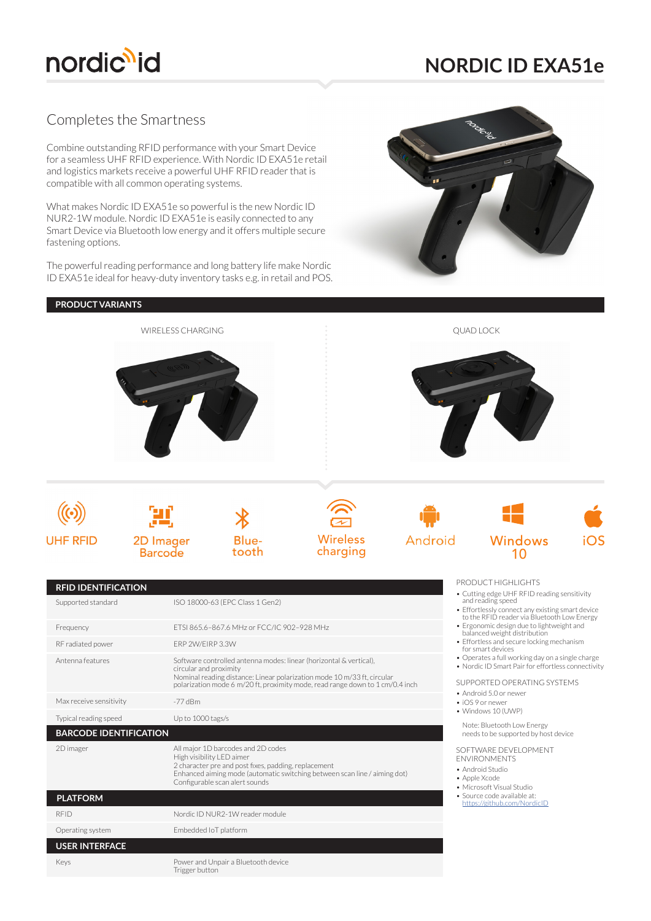nordic id

# NORDIC ID EXA51e

## Completes the Smartness

Combine outstanding RFID performance with your Smart Device for a seamless UHF RFID experience. With Nordic ID EXA51e retail and logistics markets receive a powerful UHF RFID reader that is compatible with all common operating systems.

What makes Nordic ID EXA51e so powerful is the new Nordic ID NUR2-1W module. Nordic ID EXA51e is easily connected to any Smart Device via Bluetooth low energy and it offers multiple secure fastening options.

The powerful reading performance and long battery life make Nordic ID EXA51e ideal for heavy-duty inventory tasks e.g. in retail and POS.

## PRODUCT VARIANTS

WIRELESS CHARGING

QUAD LOCK

UHF RFID

2D Imager Barcode

Bluetooth

Wireless charging

Android

Windows 10

iOS

## RFID IDENTIFICATION

| | |
|---|---|
| Supported standard | ISO 18000-63 (EPC Class 1 Gen2) |
| Frequency | ETSI 865.6–867.6 MHz or FCC/IC 902–928 MHz |
| RF radiated power | ERP 2W/EIRP 3.3W |
| Antenna features | Software controlled antenna modes: linear (horizontal & vertical), circular and proximity<br>Nominal reading distance: Linear polarization mode 10 m/33 ft, circular polarization mode 6 m/20 ft, proximity mode, read range down to 1 cm/0.4 inch |
| Max receive sensitivity | -77 dBm |
| Typical reading speed | Up to 1000 tags/s |

## BARCODE IDENTIFICATION

| | |
|---|---|
| 2D imager | All major 1D barcodes and 2D codes<br>High visibility LED aimer<br>2 character pre and post fixes, padding, replacement<br>Enhanced aiming mode (automatic switching between scan line / aiming dot)<br>Configurable scan alert sounds |

## PLATFORM

| | |
|---|---|
| RFID | Nordic ID NUR2-1W reader module |
| Operating system | Embedded IoT platform |

## USER INTERFACE

| | |
|---|---|
| Keys | Power and Unpair a Bluetooth device<br>Trigger button |

### PRODUCT HIGHLIGHTS

- Cutting edge UHF RFID reading sensitivity and reading speed
- Effortlessly connect any existing smart device to the RFID reader via Bluetooth Low Energy
- Ergonomic design due to lightweight and balanced weight distribution
- Effortless and secure locking mechanism for smart devices
- Operates a full working day on a single charge
- Nordic ID Smart Pair for effortless connectivity

### SUPPORTED OPERATING SYSTEMS

- Android 5.0 or newer
- iOS 9 or newer
- Windows 10 (UWP)

Note: Bluetooth Low Energy needs to be supported by host device

### SOFTWARE DEVELOPMENT ENVIRONMENTS

- Android Studio
- Apple Xcode
- Microsoft Visual Studio
- Source code available at: https://github.com/NordicID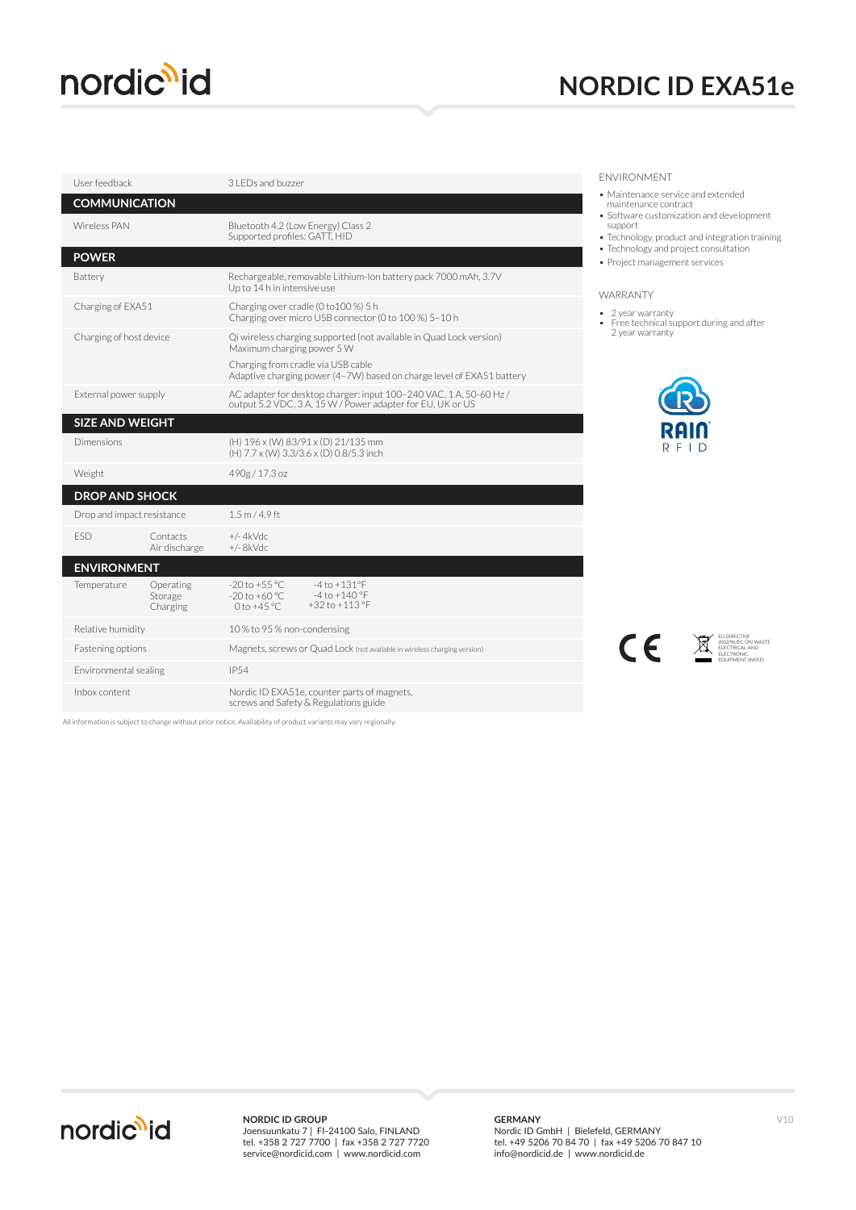# NORDIC ID EXA51e

| | | |
|---|---|---|
| User feedback | | 3 LEDs and buzzer |
| **COMMUNICATION** | | |
| Wireless PAN | | Bluetooth 4.2 (Low Energy) Class 2<br>Supported profiles: GATT, HID |
| **POWER** | | |
| Battery | | Rechargeable, removable Lithium-Ion battery pack 7000 mAh, 3.7V<br>Up to 14 h in intensive use |
| Charging of EXA51 | | Charging over cradle (0 to100 %) 5 h<br>Charging over micro USB connector (0 to 100 %) 5–10 h |
| Charging of host device | | Qi wireless charging supported (not available in Quad Lock version)<br>Maximum charging power 5 W<br>Charging from cradle via USB cable<br>Adaptive charging power (4–7W) based on charge level of EXA51 battery |
| External power supply | | AC adapter for desktop charger: input 100–240 VAC, 1 A, 50-60 Hz / output 5.2 VDC, 3 A, 15 W / Power adapter for EU, UK or US |
| **SIZE AND WEIGHT** | | |
| Dimensions | | (H) 196 x (W) 83/91 x (D) 21/135 mm<br>(H) 7.7 x (W) 3.3/3.6 x (D) 0.8/5.3 inch |
| Weight | | 490g / 17.3 oz |
| **DROP AND SHOCK** | | |
| Drop and impact resistance | | 1.5 m / 4.9 ft |
| ESD | Contacts<br>Air discharge | +/- 4kVdc<br>+/- 8kVdc |
| **ENVIRONMENT** | | |
| Temperature | Operating<br>Storage<br>Charging | -20 to +55 °C -4 to +131°F<br>-20 to +60 °C -4 to +140 °F<br>0 to +45 °C +32 to +113 °F |
| Relative humidity | | 10 % to 95 % non-condensing |
| Fastening options | | Magnets, screws or Quad Lock (not available in wireless charging version) |
| Environmental sealing | | IP54 |
| Inbox content | | Nordic ID EXA51e, counter parts of magnets, screws and Safety & Regulations guide |

All information is subject to change without prior notice. Availability of product variants may vary regionally.

ENVIRONMENT

- Maintenance service and extended maintenance contract
- Software customization and development support
- Technology, product and integration training
- Technology and project consultation
- Project management services

WARRANTY

- 2 year warranty
- Free technical support during and after 2 year warranty

RAIN RFID

EU DIRECTIVE 2002/96/EC ON WASTE ELECTRICAL AND ELECTRONIC EQUIPMENT (WEEE)

**NORDIC ID GROUP**
Joensuunkatu 7 | FI-24100 Salo, FINLAND
tel. +358 2 727 7700 | fax +358 2 727 7720
service@nordicid.com | www.nordicid.com

**GERMANY**
Nordic ID GmbH | Bielefeld, GERMANY
tel. +49 5206 70 84 70 | fax +49 5206 70 847 10
info@nordicid.de | www.nordicid.de

V10